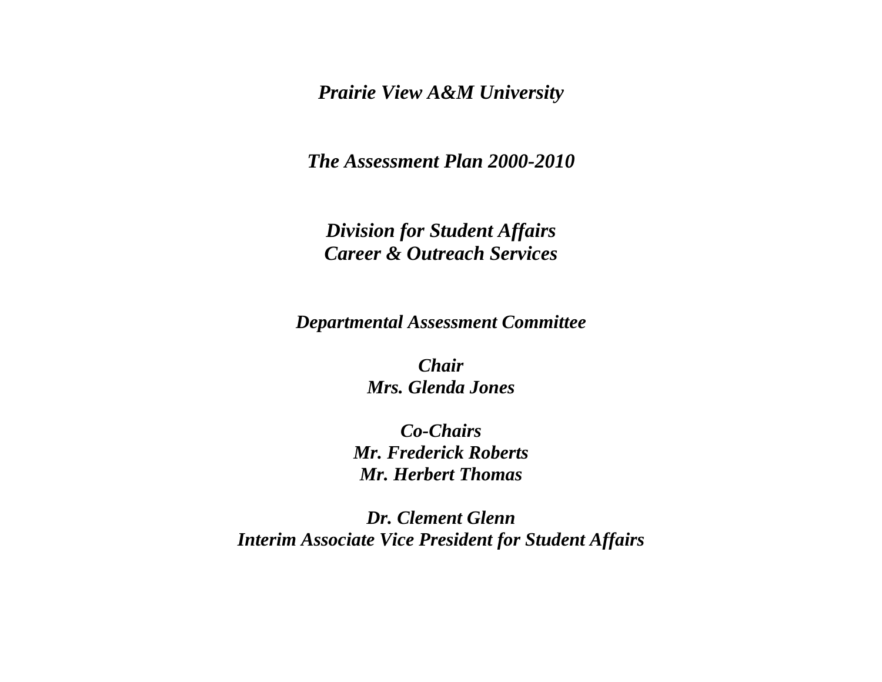***Prairie View A&M University***

***The Assessment Plan 2000-2010***

***Division for Student Affairs***
***Career & Outreach Services***

***Departmental Assessment Committee***

***Chair***
***Mrs. Glenda Jones***

***Co-Chairs***
***Mr. Frederick Roberts***
***Mr. Herbert Thomas***

***Dr. Clement Glenn***
***Interim Associate Vice President for Student Affairs***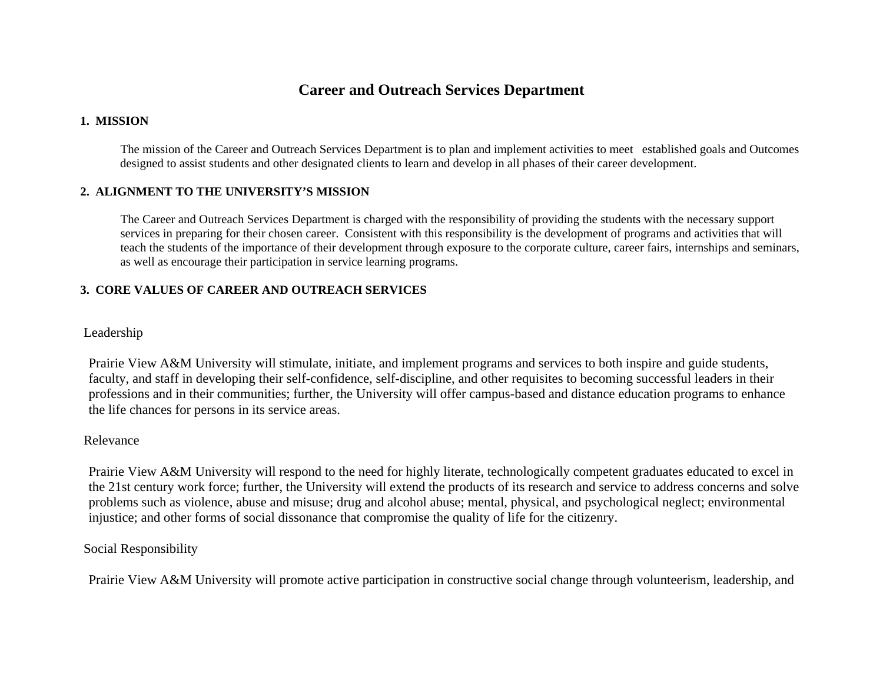# Career and Outreach Services Department

## 1. MISSION

The mission of the Career and Outreach Services Department is to plan and implement activities to meet established goals and Outcomes designed to assist students and other designated clients to learn and develop in all phases of their career development.

## 2. ALIGNMENT TO THE UNIVERSITY'S MISSION

The Career and Outreach Services Department is charged with the responsibility of providing the students with the necessary support services in preparing for their chosen career. Consistent with this responsibility is the development of programs and activities that will teach the students of the importance of their development through exposure to the corporate culture, career fairs, internships and seminars, as well as encourage their participation in service learning programs.

## 3. CORE VALUES OF CAREER AND OUTREACH SERVICES

Leadership

Prairie View A&M University will stimulate, initiate, and implement programs and services to both inspire and guide students, faculty, and staff in developing their self-confidence, self-discipline, and other requisites to becoming successful leaders in their professions and in their communities; further, the University will offer campus-based and distance education programs to enhance the life chances for persons in its service areas.

Relevance

Prairie View A&M University will respond to the need for highly literate, technologically competent graduates educated to excel in the 21st century work force; further, the University will extend the products of its research and service to address concerns and solve problems such as violence, abuse and misuse; drug and alcohol abuse; mental, physical, and psychological neglect; environmental injustice; and other forms of social dissonance that compromise the quality of life for the citizenry.

Social Responsibility

Prairie View A&M University will promote active participation in constructive social change through volunteerism, leadership, and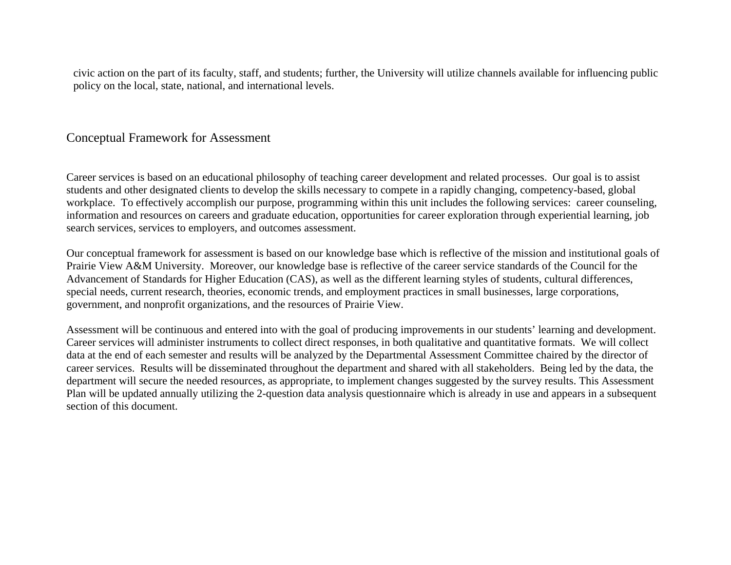civic action on the part of its faculty, staff, and students; further, the University will utilize channels available for influencing public policy on the local, state, national, and international levels.

## Conceptual Framework for Assessment

Career services is based on an educational philosophy of teaching career development and related processes. Our goal is to assist students and other designated clients to develop the skills necessary to compete in a rapidly changing, competency-based, global workplace. To effectively accomplish our purpose, programming within this unit includes the following services: career counseling, information and resources on careers and graduate education, opportunities for career exploration through experiential learning, job search services, services to employers, and outcomes assessment.

Our conceptual framework for assessment is based on our knowledge base which is reflective of the mission and institutional goals of Prairie View A&M University. Moreover, our knowledge base is reflective of the career service standards of the Council for the Advancement of Standards for Higher Education (CAS), as well as the different learning styles of students, cultural differences, special needs, current research, theories, economic trends, and employment practices in small businesses, large corporations, government, and nonprofit organizations, and the resources of Prairie View.

Assessment will be continuous and entered into with the goal of producing improvements in our students' learning and development. Career services will administer instruments to collect direct responses, in both qualitative and quantitative formats. We will collect data at the end of each semester and results will be analyzed by the Departmental Assessment Committee chaired by the director of career services. Results will be disseminated throughout the department and shared with all stakeholders. Being led by the data, the department will secure the needed resources, as appropriate, to implement changes suggested by the survey results. This Assessment Plan will be updated annually utilizing the 2-question data analysis questionnaire which is already in use and appears in a subsequent section of this document.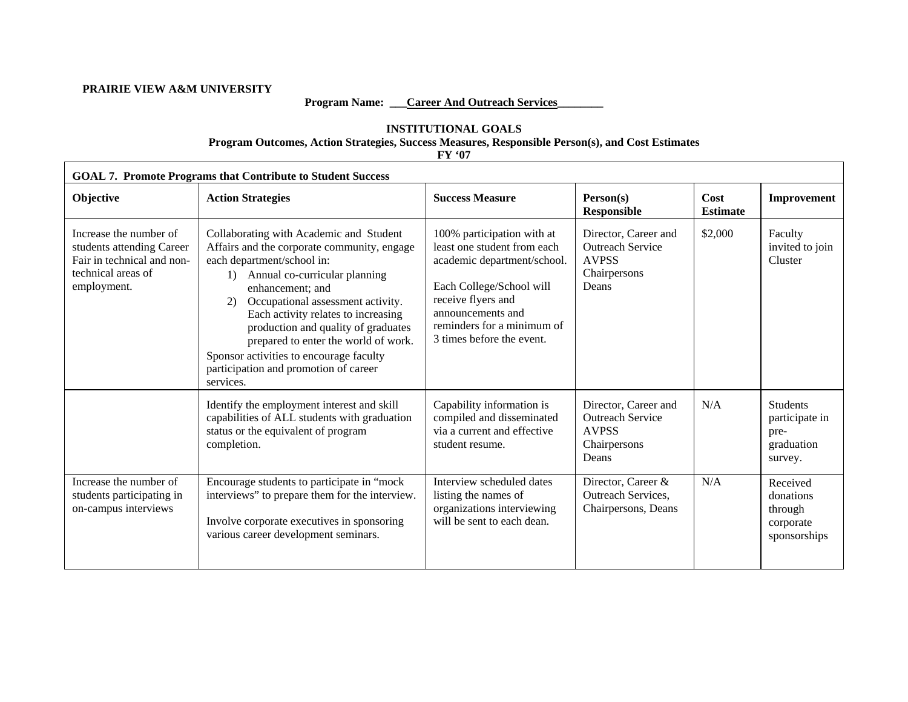**PRAIRIE VIEW A&M UNIVERSITY**

**Program Name: Career And Outreach Services**

**INSTITUTIONAL GOALS**
**Program Outcomes, Action Strategies, Success Measures, Responsible Person(s), and Cost Estimates**
**FY '07**

**GOAL 7. Promote Programs that Contribute to Student Success**

| Objective | Action Strategies | Success Measure | Person(s) Responsible | Cost Estimate | Improvement |
|---|---|---|---|---|---|
| Increase the number of students attending Career Fair in technical and non-technical areas of employment. | Collaborating with Academic and Student Affairs and the corporate community, engage each department/school in: 1) Annual co-curricular planning enhancement; and 2) Occupational assessment activity. Each activity relates to increasing production and quality of graduates prepared to enter the world of work. Sponsor activities to encourage faculty participation and promotion of career services. | 100% participation with at least one student from each academic department/school. Each College/School will receive flyers and announcements and reminders for a minimum of 3 times before the event. | Director, Career and Outreach Service AVPSS Chairpersons Deans | $2,000 | Faculty invited to join Cluster |
| | Identify the employment interest and skill capabilities of ALL students with graduation status or the equivalent of program completion. | Capability information is compiled and disseminated via a current and effective student resume. | Director, Career and Outreach Service AVPSS Chairpersons Deans | N/A | Students participate in pre-graduation survey. |
| Increase the number of students participating in on-campus interviews | Encourage students to participate in "mock interviews" to prepare them for the interview. Involve corporate executives in sponsoring various career development seminars. | Interview scheduled dates listing the names of organizations interviewing will be sent to each dean. | Director, Career & Outreach Services, Chairpersons, Deans | N/A | Received donations through corporate sponsorships |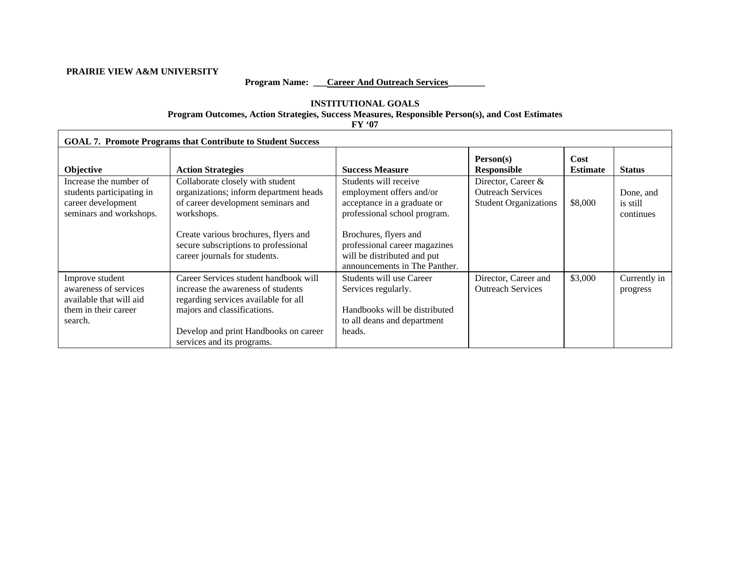**PRAIRIE VIEW A&M UNIVERSITY**

**Program Name: ___Career And Outreach Services________**

**INSTITUTIONAL GOALS**

**Program Outcomes, Action Strategies, Success Measures, Responsible Person(s), and Cost Estimates**

**FY '07**

| **GOAL 7. Promote Programs that Contribute to Student Success** | | | | | |
|---|---|---|---|---|---|
| **Objective** | **Action Strategies** | **Success Measure** | **Person(s) Responsible** | **Cost Estimate** | **Status** |
| Increase the number of students participating in career development seminars and workshops. | Collaborate closely with student organizations; inform department heads of career development seminars and workshops.<br><br>Create various brochures, flyers and secure subscriptions to professional career journals for students. | Students will receive employment offers and/or acceptance in a graduate or professional school program.<br><br>Brochures, flyers and professional career magazines will be distributed and put announcements in The Panther. | Director, Career & Outreach Services Student Organizations | $8,000 | Done, and is still continues |
| Improve student awareness of services available that will aid them in their career search. | Career Services student handbook will increase the awareness of students regarding services available for all majors and classifications.<br><br>Develop and print Handbooks on career services and its programs. | Students will use Career Services regularly.<br><br>Handbooks will be distributed to all deans and department heads. | Director, Career and Outreach Services | $3,000 | Currently in progress |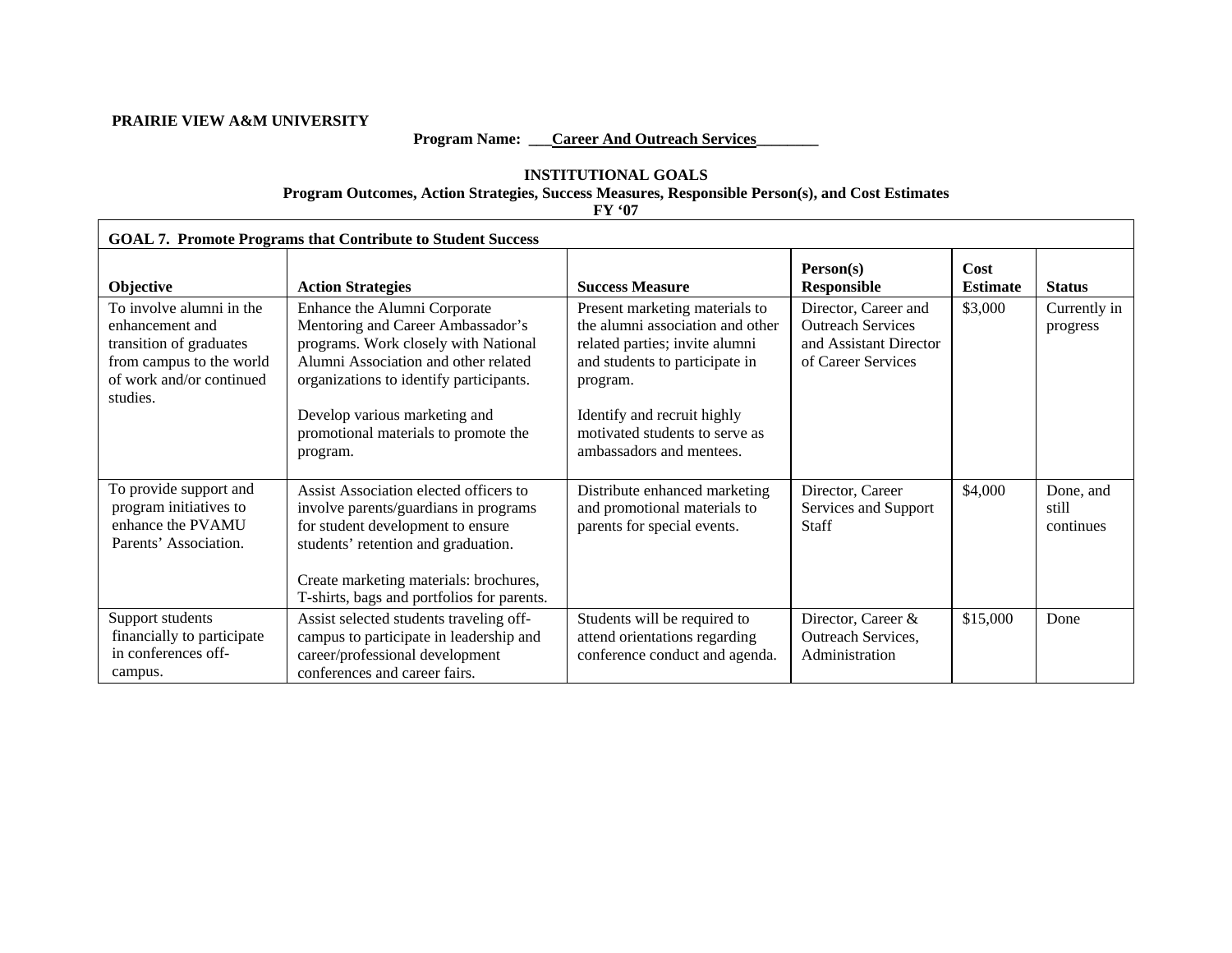**PRAIRIE VIEW A&M UNIVERSITY**

**Program Name: \_\_\_Career And Outreach Services\_\_\_\_\_\_\_\_**

**INSTITUTIONAL GOALS**

**Program Outcomes, Action Strategies, Success Measures, Responsible Person(s), and Cost Estimates**

**FY '07**

| **GOAL 7. Promote Programs that Contribute to Student Success** | | | | | |
|---|---|---|---|---|---|
| **Objective** | **Action Strategies** | **Success Measure** | **Person(s) Responsible** | **Cost Estimate** | **Status** |
| To involve alumni in the enhancement and transition of graduates from campus to the world of work and/or continued studies. | Enhance the Alumni Corporate Mentoring and Career Ambassador's programs. Work closely with National Alumni Association and other related organizations to identify participants.<br><br>Develop various marketing and promotional materials to promote the program. | Present marketing materials to the alumni association and other related parties; invite alumni and students to participate in program.<br><br>Identify and recruit highly motivated students to serve as ambassadors and mentees. | Director, Career and Outreach Services and Assistant Director of Career Services | $3,000 | Currently in progress |
| To provide support and program initiatives to enhance the PVAMU Parents' Association. | Assist Association elected officers to involve parents/guardians in programs for student development to ensure students' retention and graduation.<br><br>Create marketing materials: brochures, T-shirts, bags and portfolios for parents. | Distribute enhanced marketing and promotional materials to parents for special events. | Director, Career Services and Support Staff | $4,000 | Done, and still continues |
| Support students financially to participate in conferences off-campus. | Assist selected students traveling off-campus to participate in leadership and career/professional development conferences and career fairs. | Students will be required to attend orientations regarding conference conduct and agenda. | Director, Career & Outreach Services, Administration | $15,000 | Done |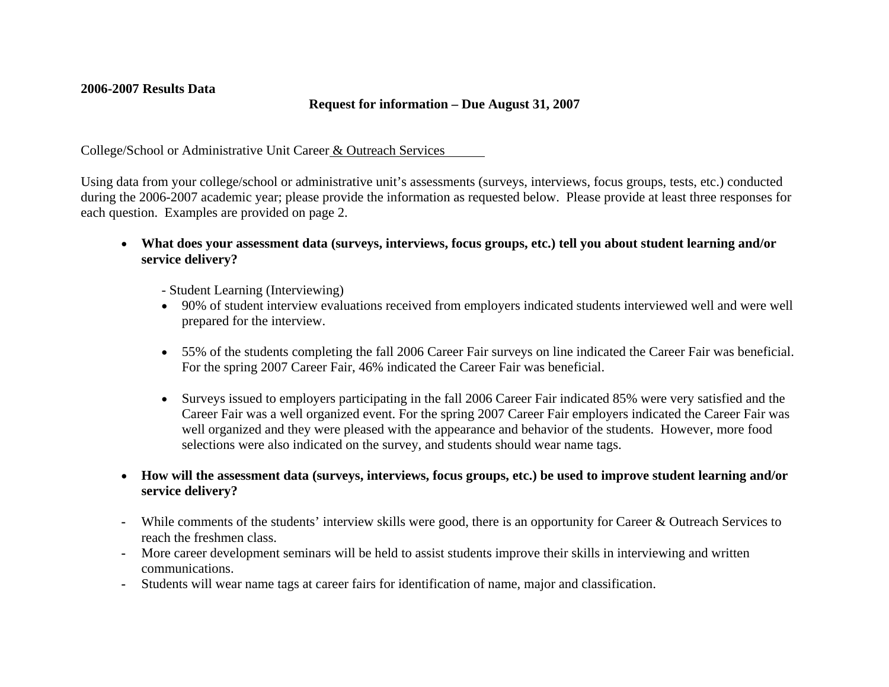**2006-2007 Results Data**

**Request for information – Due August 31, 2007**

College/School or Administrative Unit Career & Outreach Services

Using data from your college/school or administrative unit's assessments (surveys, interviews, focus groups, tests, etc.) conducted during the 2006-2007 academic year; please provide the information as requested below. Please provide at least three responses for each question. Examples are provided on page 2.

- **What does your assessment data (surveys, interviews, focus groups, etc.) tell you about student learning and/or service delivery?**

  - Student Learning (Interviewing)

  - 90% of student interview evaluations received from employers indicated students interviewed well and were well prepared for the interview.

  - 55% of the students completing the fall 2006 Career Fair surveys on line indicated the Career Fair was beneficial. For the spring 2007 Career Fair, 46% indicated the Career Fair was beneficial.

  - Surveys issued to employers participating in the fall 2006 Career Fair indicated 85% were very satisfied and the Career Fair was a well organized event. For the spring 2007 Career Fair employers indicated the Career Fair was well organized and they were pleased with the appearance and behavior of the students. However, more food selections were also indicated on the survey, and students should wear name tags.

- **How will the assessment data (surveys, interviews, focus groups, etc.) be used to improve student learning and/or service delivery?**

- While comments of the students' interview skills were good, there is an opportunity for Career & Outreach Services to reach the freshmen class.
- More career development seminars will be held to assist students improve their skills in interviewing and written communications.
- Students will wear name tags at career fairs for identification of name, major and classification.